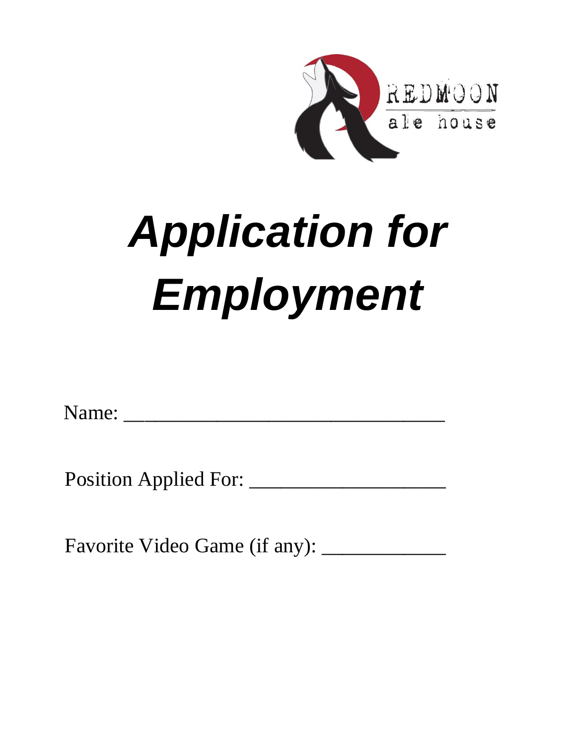REDMOON
ale house

# *Application for Employment*

Name: ________________________________

Position Applied For: ___________________

Favorite Video Game (if any): ____________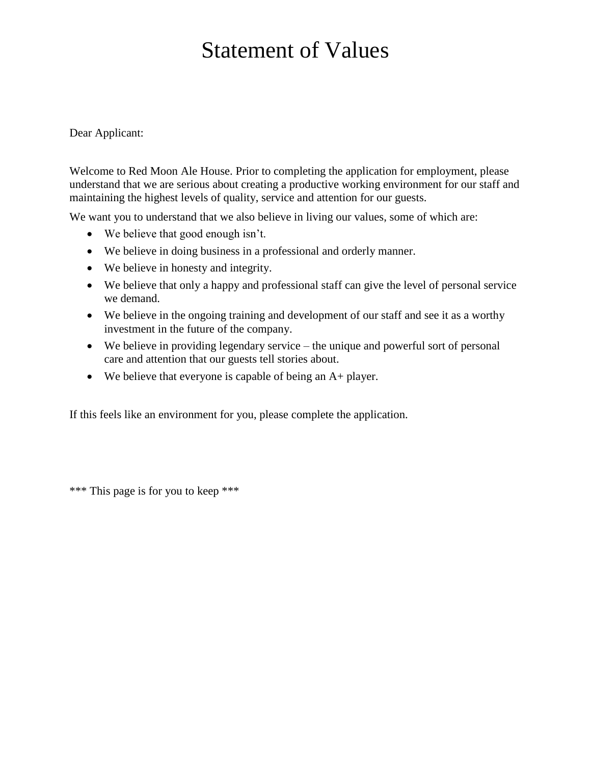# Statement of Values

Dear Applicant:

Welcome to Red Moon Ale House. Prior to completing the application for employment, please understand that we are serious about creating a productive working environment for our staff and maintaining the highest levels of quality, service and attention for our guests.

We want you to understand that we also believe in living our values, some of which are:

- We believe that good enough isn't.
- We believe in doing business in a professional and orderly manner.
- We believe in honesty and integrity.
- We believe that only a happy and professional staff can give the level of personal service we demand.
- We believe in the ongoing training and development of our staff and see it as a worthy investment in the future of the company.
- We believe in providing legendary service – the unique and powerful sort of personal care and attention that our guests tell stories about.
- We believe that everyone is capable of being an A+ player.

If this feels like an environment for you, please complete the application.

*** This page is for you to keep ***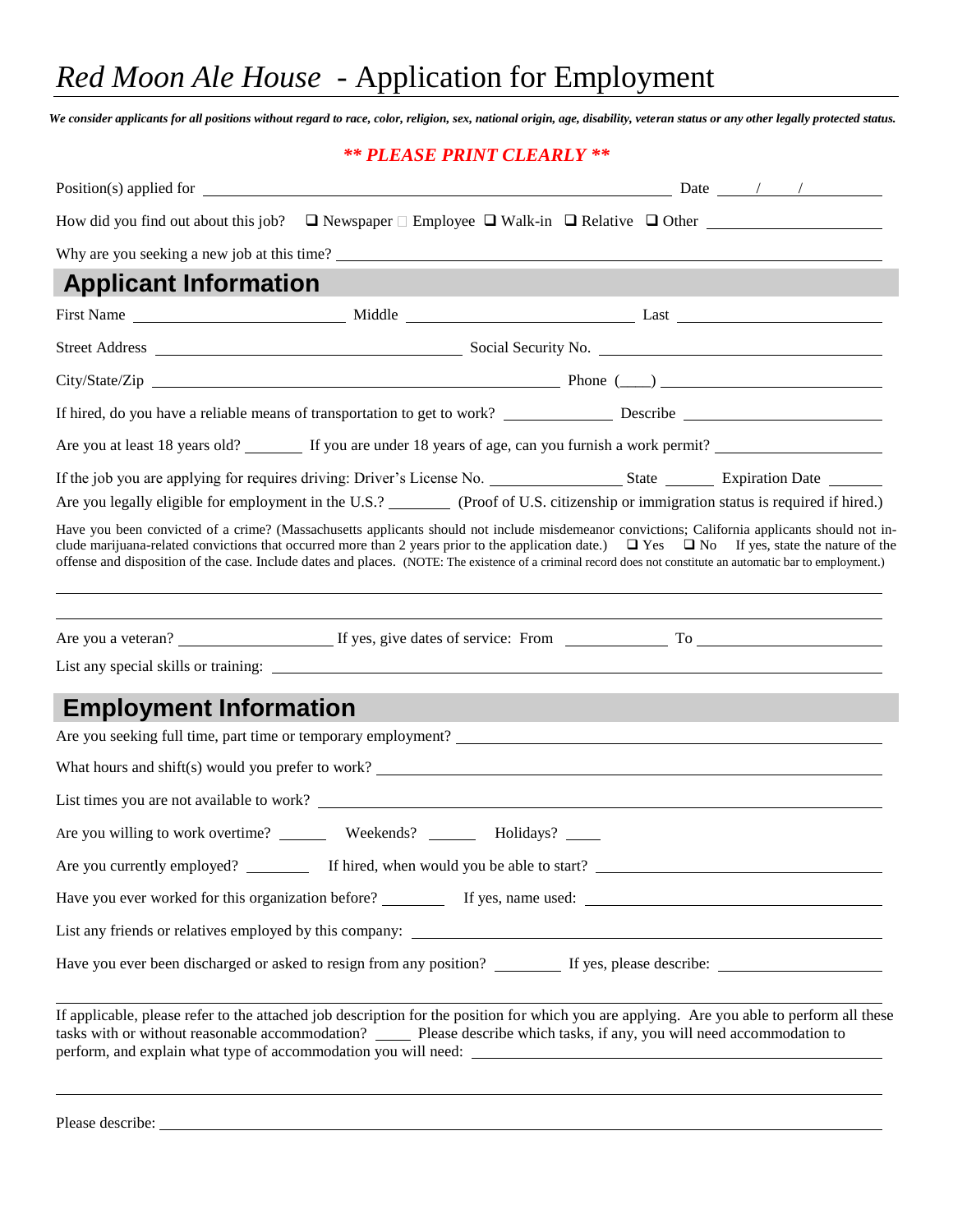# *Red Moon Ale House* - Application for Employment

***We consider applicants for all positions without regard to race, color, religion, sex, national origin, age, disability, veteran status or any other legally protected status.***

***\*\* PLEASE PRINT CLEARLY \*\****

Position(s) applied for ______________________________ Date ___/___/______

How did you find out about this job? ❑ Newspaper ☐ Employee ❑ Walk-in ❑ Relative ❑ Other ____________

Why are you seeking a new job at this time? ______________________________

## Applicant Information

First Name ____________ Middle ____________ Last ____________

Street Address ____________________ Social Security No. ____________________

City/State/Zip ______________________________ Phone (____) ____________

If hired, do you have a reliable means of transportation to get to work? __________ Describe ____________

Are you at least 18 years old? ______ If you are under 18 years of age, can you furnish a work permit? ____________

If the job you are applying for requires driving: Driver's License No. ____________ State ______ Expiration Date ______

Are you legally eligible for employment in the U.S.? ______ (Proof of U.S. citizenship or immigration status is required if hired.)

Have you been convicted of a crime? (Massachusetts applicants should not include misdemeanor convictions; California applicants should not include marijuana-related convictions that occurred more than 2 years prior to the application date.) ❑ Yes ❑ No If yes, state the nature of the offense and disposition of the case. Include dates and places. (NOTE: The existence of a criminal record does not constitute an automatic bar to employment.)

______________________________

______________________________

Are you a veteran? ____________ If yes, give dates of service: From ____________ To ____________

List any special skills or training: ______________________________

## Employment Information

Are you seeking full time, part time or temporary employment? ______________________________

What hours and shift(s) would you prefer to work? ______________________________

List times you are not available to work? ______________________________

Are you willing to work overtime? ______ Weekends? ______ Holidays? ____

Are you currently employed? ______ If hired, when would you be able to start? ____________________

Have you ever worked for this organization before? ______ If yes, name used: ____________________

List any friends or relatives employed by this company: ______________________________

Have you ever been discharged or asked to resign from any position? ______ If yes, please describe: ____________

______________________________

If applicable, please refer to the attached job description for the position for which you are applying. Are you able to perform all these tasks with or without reasonable accommodation? ____ Please describe which tasks, if any, you will need accommodation to perform, and explain what type of accommodation you will need: ____________________

______________________________

Please describe: ______________________________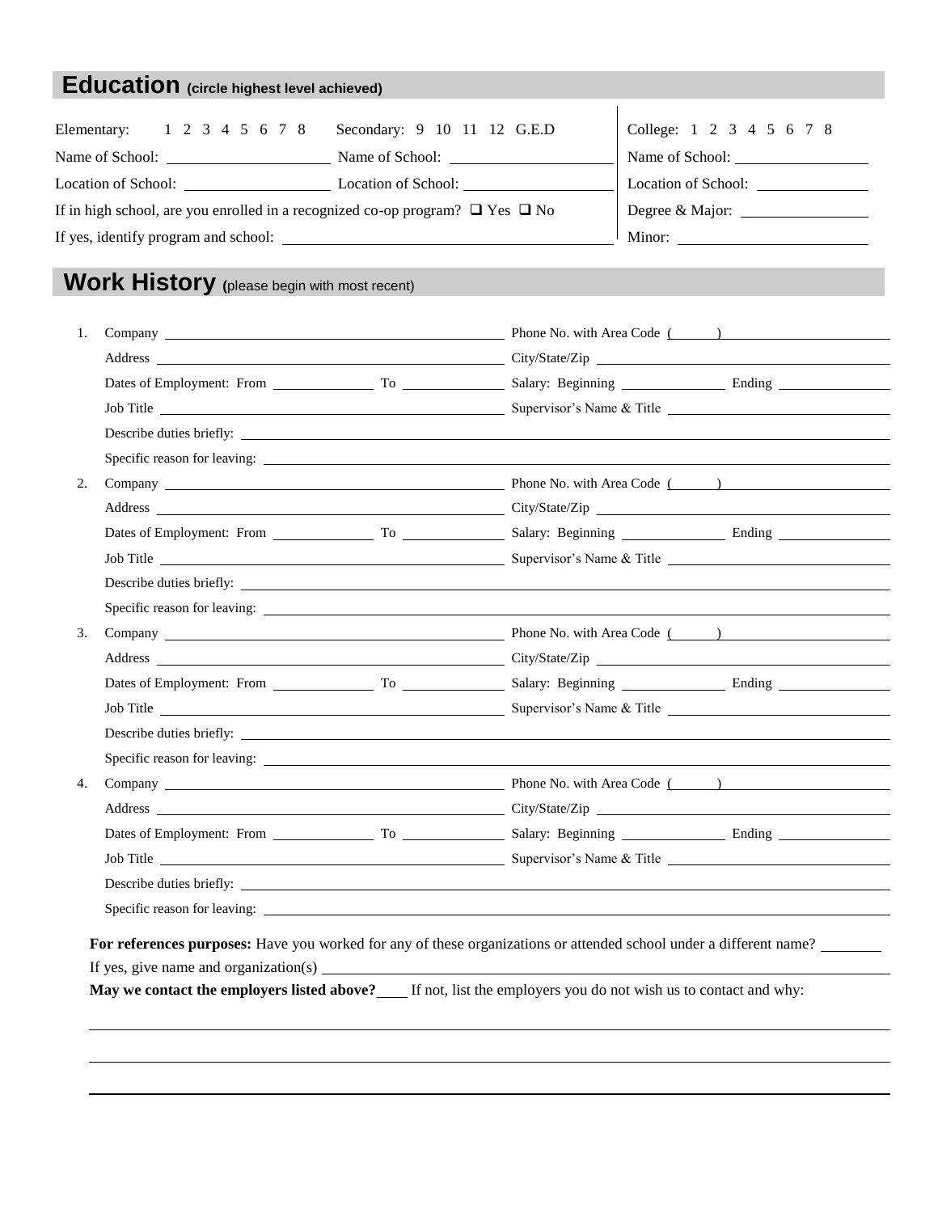## Education (circle highest level achieved)

Elementary: 1 2 3 4 5 6 7 8

Name of School: \_\_\_\_\_\_\_\_\_\_\_\_\_\_\_\_\_\_\_\_

Location of School: \_\_\_\_\_\_\_\_\_\_\_\_\_\_\_\_\_\_\_\_

Secondary: 9 10 11 12 G.E.D

Name of School: \_\_\_\_\_\_\_\_\_\_\_\_\_\_\_\_\_\_\_\_

Location of School: \_\_\_\_\_\_\_\_\_\_\_\_\_\_\_\_\_\_\_\_

If in high school, are you enrolled in a recognized co-op program? ❑ Yes ❑ No

If yes, identify program and school: \_\_\_\_\_\_\_\_\_\_\_\_\_\_\_\_\_\_\_\_\_\_\_\_\_\_\_\_\_\_\_\_\_\_\_\_\_\_\_\_

College: 1 2 3 4 5 6 7 8

Name of School: \_\_\_\_\_\_\_\_\_\_\_\_\_\_\_\_\_\_\_\_

Location of School: \_\_\_\_\_\_\_\_\_\_\_\_\_\_\_\_\_\_\_\_

Degree & Major: \_\_\_\_\_\_\_\_\_\_\_\_\_\_\_\_\_\_\_\_

Minor: \_\_\_\_\_\_\_\_\_\_\_\_\_\_\_\_\_\_\_\_

## Work History (please begin with most recent)

1. Company \_\_\_\_\_\_\_\_\_\_\_\_\_\_\_\_\_\_\_\_\_\_\_\_\_\_\_\_\_\_ Phone No. with Area Code ( ) \_\_\_\_\_\_\_\_\_\_\_\_\_\_\_\_\_\_\_\_

   Address \_\_\_\_\_\_\_\_\_\_\_\_\_\_\_\_\_\_\_\_\_\_\_\_\_\_\_\_\_\_ City/State/Zip \_\_\_\_\_\_\_\_\_\_\_\_\_\_\_\_\_\_\_\_\_\_\_\_\_\_\_\_\_\_

   Dates of Employment: From \_\_\_\_\_\_\_\_\_\_ To \_\_\_\_\_\_\_\_\_\_ Salary: Beginning \_\_\_\_\_\_\_\_\_\_ Ending \_\_\_\_\_\_\_\_\_\_

   Job Title \_\_\_\_\_\_\_\_\_\_\_\_\_\_\_\_\_\_\_\_\_\_\_\_\_\_\_\_\_\_ Supervisor's Name & Title \_\_\_\_\_\_\_\_\_\_\_\_\_\_\_\_\_\_\_\_\_\_\_\_\_\_\_\_\_\_

   Describe duties briefly: \_\_\_\_\_\_\_\_\_\_\_\_\_\_\_\_\_\_\_\_\_\_\_\_\_\_\_\_\_\_\_\_\_\_\_\_\_\_\_\_\_\_\_\_\_\_\_\_\_\_\_\_\_\_\_\_\_\_\_\_

   Specific reason for leaving: \_\_\_\_\_\_\_\_\_\_\_\_\_\_\_\_\_\_\_\_\_\_\_\_\_\_\_\_\_\_\_\_\_\_\_\_\_\_\_\_\_\_\_\_\_\_\_\_\_\_\_\_\_\_\_\_\_\_\_\_

2. Company \_\_\_\_\_\_\_\_\_\_\_\_\_\_\_\_\_\_\_\_\_\_\_\_\_\_\_\_\_\_ Phone No. with Area Code ( ) \_\_\_\_\_\_\_\_\_\_\_\_\_\_\_\_\_\_\_\_

   Address \_\_\_\_\_\_\_\_\_\_\_\_\_\_\_\_\_\_\_\_\_\_\_\_\_\_\_\_\_\_ City/State/Zip \_\_\_\_\_\_\_\_\_\_\_\_\_\_\_\_\_\_\_\_\_\_\_\_\_\_\_\_\_\_

   Dates of Employment: From \_\_\_\_\_\_\_\_\_\_ To \_\_\_\_\_\_\_\_\_\_ Salary: Beginning \_\_\_\_\_\_\_\_\_\_ Ending \_\_\_\_\_\_\_\_\_\_

   Job Title \_\_\_\_\_\_\_\_\_\_\_\_\_\_\_\_\_\_\_\_\_\_\_\_\_\_\_\_\_\_ Supervisor's Name & Title \_\_\_\_\_\_\_\_\_\_\_\_\_\_\_\_\_\_\_\_\_\_\_\_\_\_\_\_\_\_

   Describe duties briefly: \_\_\_\_\_\_\_\_\_\_\_\_\_\_\_\_\_\_\_\_\_\_\_\_\_\_\_\_\_\_\_\_\_\_\_\_\_\_\_\_\_\_\_\_\_\_\_\_\_\_\_\_\_\_\_\_\_\_\_\_

   Specific reason for leaving: \_\_\_\_\_\_\_\_\_\_\_\_\_\_\_\_\_\_\_\_\_\_\_\_\_\_\_\_\_\_\_\_\_\_\_\_\_\_\_\_\_\_\_\_\_\_\_\_\_\_\_\_\_\_\_\_\_\_\_\_

3. Company \_\_\_\_\_\_\_\_\_\_\_\_\_\_\_\_\_\_\_\_\_\_\_\_\_\_\_\_\_\_ Phone No. with Area Code ( ) \_\_\_\_\_\_\_\_\_\_\_\_\_\_\_\_\_\_\_\_

   Address \_\_\_\_\_\_\_\_\_\_\_\_\_\_\_\_\_\_\_\_\_\_\_\_\_\_\_\_\_\_ City/State/Zip \_\_\_\_\_\_\_\_\_\_\_\_\_\_\_\_\_\_\_\_\_\_\_\_\_\_\_\_\_\_

   Dates of Employment: From \_\_\_\_\_\_\_\_\_\_ To \_\_\_\_\_\_\_\_\_\_ Salary: Beginning \_\_\_\_\_\_\_\_\_\_ Ending \_\_\_\_\_\_\_\_\_\_

   Job Title \_\_\_\_\_\_\_\_\_\_\_\_\_\_\_\_\_\_\_\_\_\_\_\_\_\_\_\_\_\_ Supervisor's Name & Title \_\_\_\_\_\_\_\_\_\_\_\_\_\_\_\_\_\_\_\_\_\_\_\_\_\_\_\_\_\_

   Describe duties briefly: \_\_\_\_\_\_\_\_\_\_\_\_\_\_\_\_\_\_\_\_\_\_\_\_\_\_\_\_\_\_\_\_\_\_\_\_\_\_\_\_\_\_\_\_\_\_\_\_\_\_\_\_\_\_\_\_\_\_\_\_

   Specific reason for leaving: \_\_\_\_\_\_\_\_\_\_\_\_\_\_\_\_\_\_\_\_\_\_\_\_\_\_\_\_\_\_\_\_\_\_\_\_\_\_\_\_\_\_\_\_\_\_\_\_\_\_\_\_\_\_\_\_\_\_\_\_

4. Company \_\_\_\_\_\_\_\_\_\_\_\_\_\_\_\_\_\_\_\_\_\_\_\_\_\_\_\_\_\_ Phone No. with Area Code ( ) \_\_\_\_\_\_\_\_\_\_\_\_\_\_\_\_\_\_\_\_

   Address \_\_\_\_\_\_\_\_\_\_\_\_\_\_\_\_\_\_\_\_\_\_\_\_\_\_\_\_\_\_ City/State/Zip \_\_\_\_\_\_\_\_\_\_\_\_\_\_\_\_\_\_\_\_\_\_\_\_\_\_\_\_\_\_

   Dates of Employment: From \_\_\_\_\_\_\_\_\_\_ To \_\_\_\_\_\_\_\_\_\_ Salary: Beginning \_\_\_\_\_\_\_\_\_\_ Ending \_\_\_\_\_\_\_\_\_\_

   Job Title \_\_\_\_\_\_\_\_\_\_\_\_\_\_\_\_\_\_\_\_\_\_\_\_\_\_\_\_\_\_ Supervisor's Name & Title \_\_\_\_\_\_\_\_\_\_\_\_\_\_\_\_\_\_\_\_\_\_\_\_\_\_\_\_\_\_

   Describe duties briefly: \_\_\_\_\_\_\_\_\_\_\_\_\_\_\_\_\_\_\_\_\_\_\_\_\_\_\_\_\_\_\_\_\_\_\_\_\_\_\_\_\_\_\_\_\_\_\_\_\_\_\_\_\_\_\_\_\_\_\_\_

   Specific reason for leaving: \_\_\_\_\_\_\_\_\_\_\_\_\_\_\_\_\_\_\_\_\_\_\_\_\_\_\_\_\_\_\_\_\_\_\_\_\_\_\_\_\_\_\_\_\_\_\_\_\_\_\_\_\_\_\_\_\_\_\_\_

**For references purposes:** Have you worked for any of these organizations or attended school under a different name? \_\_\_\_\_\_\_\_

If yes, give name and organization(s) \_\_\_\_\_\_\_\_\_\_\_\_\_\_\_\_\_\_\_\_\_\_\_\_\_\_\_\_\_\_\_\_\_\_\_\_\_\_\_\_\_\_\_\_\_\_\_\_\_\_\_\_\_\_\_\_\_\_\_\_

**May we contact the employers listed above?** \_\_\_\_ If not, list the employers you do not wish us to contact and why:

\_\_\_\_\_\_\_\_\_\_\_\_\_\_\_\_\_\_\_\_\_\_\_\_\_\_\_\_\_\_\_\_\_\_\_\_\_\_\_\_\_\_\_\_\_\_\_\_\_\_\_\_\_\_\_\_\_\_\_\_\_\_\_\_\_\_\_\_\_\_\_\_\_\_\_\_\_\_\_\_\_\_\_\_\_\_\_\_\_\_

\_\_\_\_\_\_\_\_\_\_\_\_\_\_\_\_\_\_\_\_\_\_\_\_\_\_\_\_\_\_\_\_\_\_\_\_\_\_\_\_\_\_\_\_\_\_\_\_\_\_\_\_\_\_\_\_\_\_\_\_\_\_\_\_\_\_\_\_\_\_\_\_\_\_\_\_\_\_\_\_\_\_\_\_\_\_\_\_\_\_

\_\_\_\_\_\_\_\_\_\_\_\_\_\_\_\_\_\_\_\_\_\_\_\_\_\_\_\_\_\_\_\_\_\_\_\_\_\_\_\_\_\_\_\_\_\_\_\_\_\_\_\_\_\_\_\_\_\_\_\_\_\_\_\_\_\_\_\_\_\_\_\_\_\_\_\_\_\_\_\_\_\_\_\_\_\_\_\_\_\_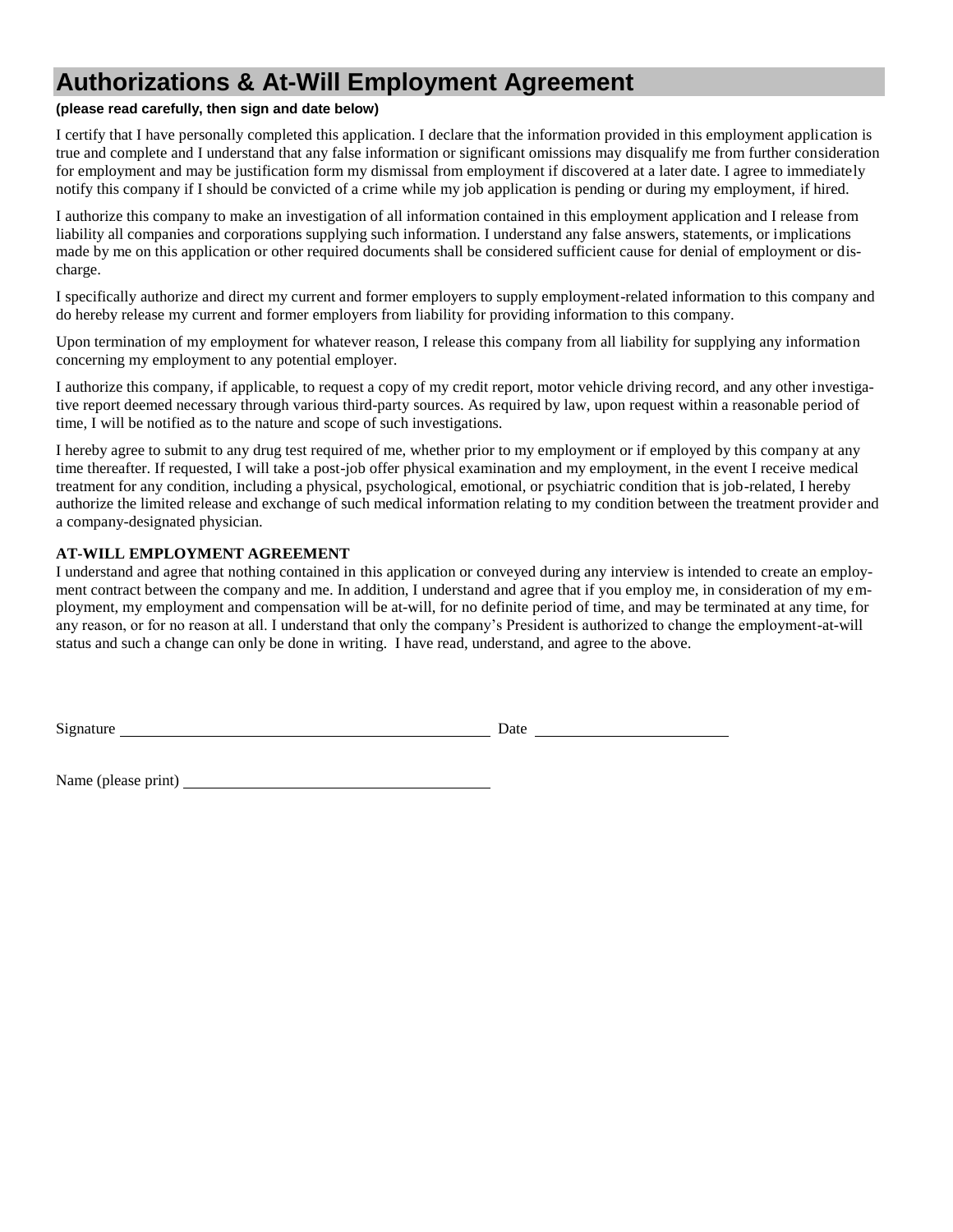# Authorizations & At-Will Employment Agreement

**(please read carefully, then sign and date below)**

I certify that I have personally completed this application. I declare that the information provided in this employment application is true and complete and I understand that any false information or significant omissions may disqualify me from further consideration for employment and may be justification form my dismissal from employment if discovered at a later date. I agree to immediately notify this company if I should be convicted of a crime while my job application is pending or during my employment, if hired.

I authorize this company to make an investigation of all information contained in this employment application and I release from liability all companies and corporations supplying such information. I understand any false answers, statements, or implications made by me on this application or other required documents shall be considered sufficient cause for denial of employment or discharge.

I specifically authorize and direct my current and former employers to supply employment-related information to this company and do hereby release my current and former employers from liability for providing information to this company.

Upon termination of my employment for whatever reason, I release this company from all liability for supplying any information concerning my employment to any potential employer.

I authorize this company, if applicable, to request a copy of my credit report, motor vehicle driving record, and any other investigative report deemed necessary through various third-party sources. As required by law, upon request within a reasonable period of time, I will be notified as to the nature and scope of such investigations.

I hereby agree to submit to any drug test required of me, whether prior to my employment or if employed by this company at any time thereafter. If requested, I will take a post-job offer physical examination and my employment, in the event I receive medical treatment for any condition, including a physical, psychological, emotional, or psychiatric condition that is job-related, I hereby authorize the limited release and exchange of such medical information relating to my condition between the treatment provider and a company-designated physician.

**AT-WILL EMPLOYMENT AGREEMENT**

I understand and agree that nothing contained in this application or conveyed during any interview is intended to create an employment contract between the company and me. In addition, I understand and agree that if you employ me, in consideration of my employment, my employment and compensation will be at-will, for no definite period of time, and may be terminated at any time, for any reason, or for no reason at all. I understand that only the company's President is authorized to change the employment-at-will status and such a change can only be done in writing. I have read, understand, and agree to the above.

Signature \_\_\_\_\_\_\_\_\_\_\_\_\_\_\_\_\_\_\_\_\_\_\_\_\_\_\_\_\_\_\_\_\_\_\_\_\_\_\_\_ Date \_\_\_\_\_\_\_\_\_\_\_\_\_\_\_\_\_\_\_\_\_\_\_

Name (please print) \_\_\_\_\_\_\_\_\_\_\_\_\_\_\_\_\_\_\_\_\_\_\_\_\_\_\_\_\_\_\_\_\_\_\_\_